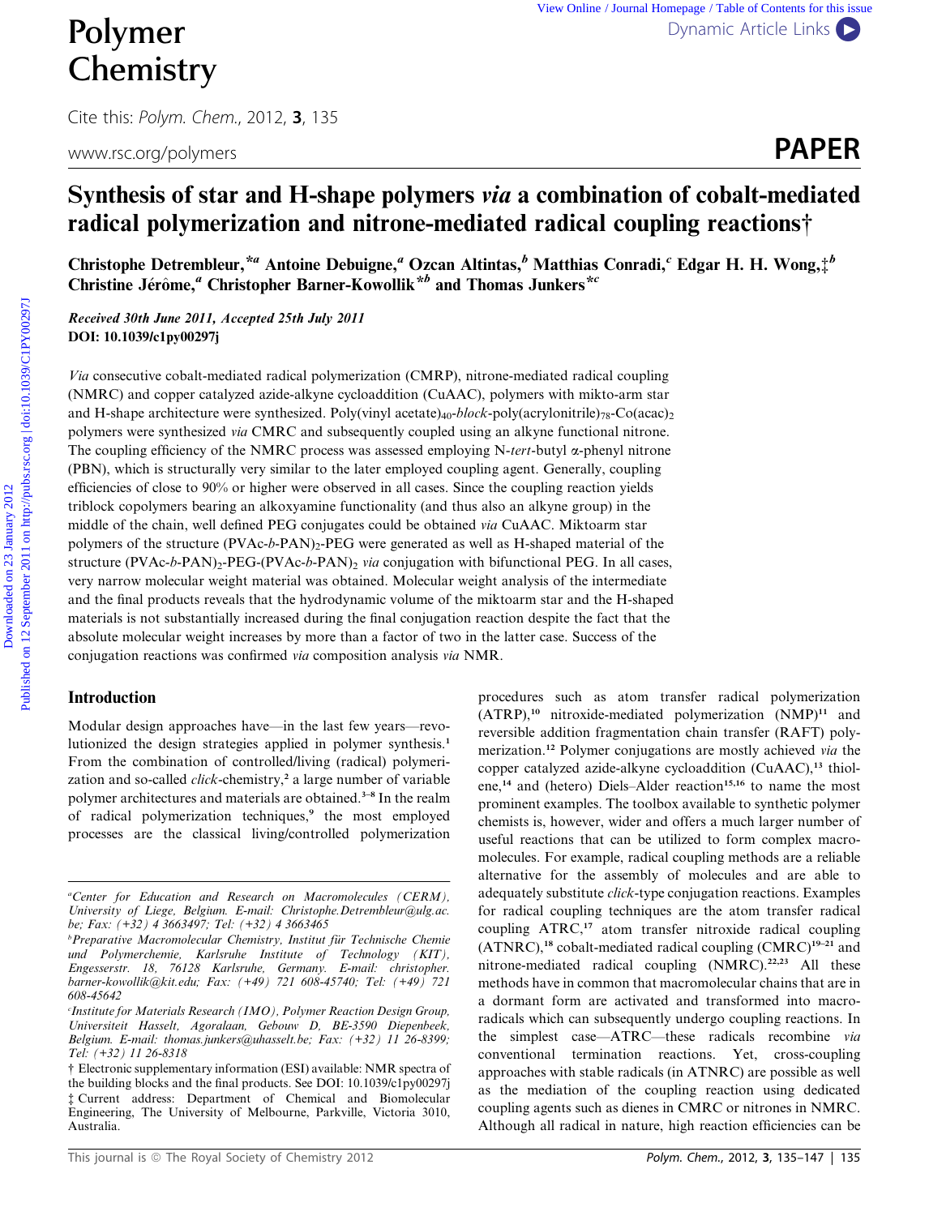# Synthesis of star and H-shape polymers *via* a combination of cobalt-mediated radical polymerization and nitrone-mediated radical coupling reactions†

**Christophe Detrembleur,\*[a] Antoine Debuigne,[a] Ozcan Altintas,[b] Matthias Conradi,[c] Edgar H. H. Wong,‡[b] Christine Jérôme,[a] Christopher Barner-Kowollik\*[b] and Thomas Junkers\*[c]**

***Received 30th June 2011, Accepted 25th July 2011***
**DOI: 10.1039/c1py00297j**

*Via* consecutive cobalt-mediated radical polymerization (CMRP), nitrone-mediated radical coupling (NMRC) and copper catalyzed azide-alkyne cycloaddition (CuAAC), polymers with mikto-arm star and H-shape architecture were synthesized. Poly(vinyl acetate)$_{40}$-*block*-poly(acrylonitrile)$_{78}$-Co(acac)$_2$ polymers were synthesized *via* CMRC and subsequently coupled using an alkyne functional nitrone. The coupling efficiency of the NMRC process was assessed employing N-*tert*-butyl α-phenyl nitrone (PBN), which is structurally very similar to the later employed coupling agent. Generally, coupling efficiencies of close to 90% or higher were observed in all cases. Since the coupling reaction yields triblock copolymers bearing an alkoxyamine functionality (and thus also an alkyne group) in the middle of the chain, well defined PEG conjugates could be obtained *via* CuAAC. Miktoarm star polymers of the structure (PVAc-*b*-PAN)$_2$-PEG were generated as well as H-shaped material of the structure (PVAc-*b*-PAN)$_2$-PEG-(PVAc-*b*-PAN)$_2$ *via* conjugation with bifunctional PEG. In all cases, very narrow molecular weight material was obtained. Molecular weight analysis of the intermediate and the final products reveals that the hydrodynamic volume of the miktoarm star and the H-shaped materials is not substantially increased during the final conjugation reaction despite the fact that the absolute molecular weight increases by more than a factor of two in the latter case. Success of the conjugation reactions was confirmed *via* composition analysis *via* NMR.

## Introduction

Modular design approaches have—in the last few years—revolutionized the design strategies applied in polymer synthesis.[1] From the combination of controlled/living (radical) polymerization and so-called *click*-chemistry,[2] a large number of variable polymer architectures and materials are obtained.[3–8] In the realm of radical polymerization techniques,[9] the most employed processes are the classical living/controlled polymerization procedures such as atom transfer radical polymerization (ATRP),[10] nitroxide-mediated polymerization (NMP)[11] and reversible addition fragmentation chain transfer (RAFT) polymerization.[12] Polymer conjugations are mostly achieved *via* the copper catalyzed azide-alkyne cycloaddition (CuAAC),[13] thiol-ene,[14] and (hetero) Diels–Alder reaction[15,16] to name the most prominent examples. The toolbox available to synthetic polymer chemists is, however, wider and offers a much larger number of useful reactions that can be utilized to form complex macromolecules. For example, radical coupling methods are a reliable alternative for the assembly of molecules and are able to adequately substitute *click*-type conjugation reactions. Examples for radical coupling techniques are the atom transfer radical coupling ATRC,[17] atom transfer nitroxide radical coupling (ATNRC),[18] cobalt-mediated radical coupling (CMRC)[19–21] and nitrone-mediated radical coupling (NMRC).[22,23] All these methods have in common that macromolecular chains that are in a dormant form are activated and transformed into macroradicals which can subsequently undergo coupling reactions. In the simplest case—ATRC—these radicals recombine *via* conventional termination reactions. Yet, cross-coupling approaches with stable radicals (in ATNRC) are possible as well as the mediation of the coupling reaction using dedicated coupling agents such as dienes in CMRC or nitrones in NMRC. Although all radical in nature, high reaction efficiencies can be

---

[a] Center for Education and Research on Macromolecules (CERM), University of Liege, Belgium. E-mail: Christophe.Detrembleur@ulg.ac.be; Fax: (+32) 4 3663497; Tel: (+32) 4 3663465

[b] Preparative Macromolecular Chemistry, Institut für Technische Chemie und Polymerchemie, Karlsruhe Institute of Technology (KIT), Engesserstr. 18, 76128 Karlsruhe, Germany. E-mail: christopher.barner-kowollik@kit.edu; Fax: (+49) 721 608-45740; Tel: (+49) 721 608-45642

[c] Institute for Materials Research (IMO), Polymer Reaction Design Group, Universiteit Hasselt, Agoralaan, Gebouw D, BE-3590 Diepenbeek, Belgium. E-mail: thomas.junkers@uhasselt.be; Fax: (+32) 11 26-8399; Tel: (+32) 11 26-8318

† Electronic supplementary information (ESI) available: NMR spectra of the building blocks and the final products. See DOI: 10.1039/c1py00297j

‡ Current address: Department of Chemical and Biomolecular Engineering, The University of Melbourne, Parkville, Victoria 3010, Australia.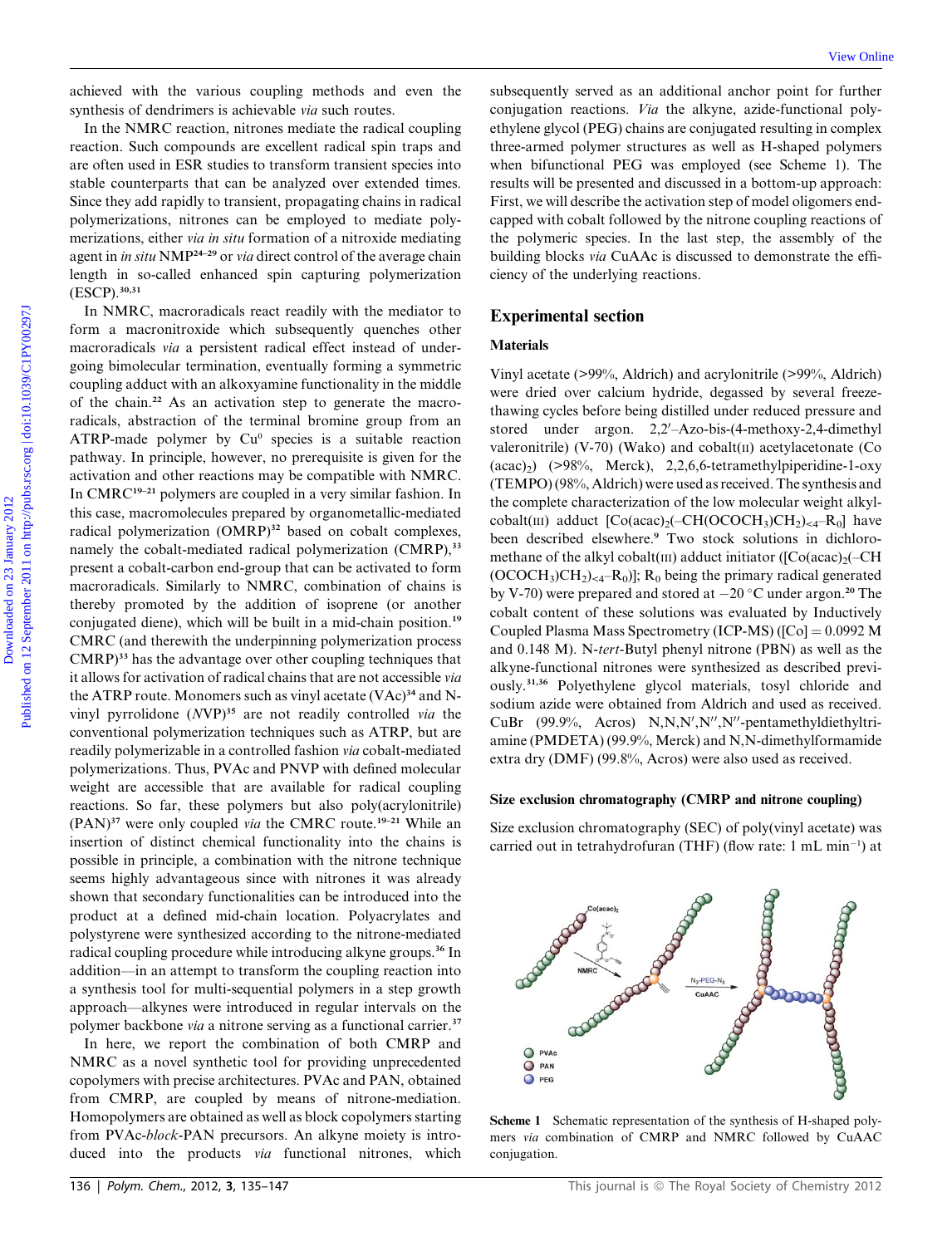achieved with the various coupling methods and even the synthesis of dendrimers is achievable *via* such routes.

In the NMRC reaction, nitrones mediate the radical coupling reaction. Such compounds are excellent radical spin traps and are often used in ESR studies to transform transient species into stable counterparts that can be analyzed over extended times. Since they add rapidly to transient, propagating chains in radical polymerizations, nitrones can be employed to mediate polymerizations, either *via in situ* formation of a nitroxide mediating agent in *in situ* NMP[24–29] or *via* direct control of the average chain length in so-called enhanced spin capturing polymerization (ESCP).[30,31]

In NMRC, macroradicals react readily with the mediator to form a macronitroxide which subsequently quenches other macroradicals *via* a persistent radical effect instead of undergoing bimolecular termination, eventually forming a symmetric coupling adduct with an alkoxyamine functionality in the middle of the chain.[22] As an activation step to generate the macroradicals, abstraction of the terminal bromine group from an ATRP-made polymer by $Cu^0$ species is a suitable reaction pathway. In principle, however, no prerequisite is given for the activation and other reactions may be compatible with NMRC. In CMRC[19–21] polymers are coupled in a very similar fashion. In this case, macromolecules prepared by organometallic-mediated radical polymerization (OMRP)[32] based on cobalt complexes, namely the cobalt-mediated radical polymerization (CMRP),[33] present a cobalt-carbon end-group that can be activated to form macroradicals. Similarly to NMRC, combination of chains is thereby promoted by the addition of isoprene (or another conjugated diene), which will be built in a mid-chain position.[19] CMRC (and therewith the underpinning polymerization process CMRP)[33] has the advantage over other coupling techniques that it allows for activation of radical chains that are not accessible *via* the ATRP route. Monomers such as vinyl acetate (VAc)[34] and N-vinyl pyrrolidone (*N*VP)[35] are not readily controlled *via* the conventional polymerization techniques such as ATRP, but are readily polymerizable in a controlled fashion *via* cobalt-mediated polymerizations. Thus, PVAc and PNVP with defined molecular weight are accessible that are available for radical coupling reactions. So far, these polymers but also poly(acrylonitrile) (PAN)[37] were only coupled *via* the CMRC route.[19–21] While an insertion of distinct chemical functionality into the chains is possible in principle, a combination with the nitrone technique seems highly advantageous since with nitrones it was already shown that secondary functionalities can be introduced into the product at a defined mid-chain location. Polyacrylates and polystyrene were synthesized according to the nitrone-mediated radical coupling procedure while introducing alkyne groups.[36] In addition—in an attempt to transform the coupling reaction into a synthesis tool for multi-sequential polymers in a step growth approach—alkynes were introduced in regular intervals on the polymer backbone *via* a nitrone serving as a functional carrier.[37]

In here, we report the combination of both CMRP and NMRC as a novel synthetic tool for providing unprecedented copolymers with precise architectures. PVAc and PAN, obtained from CMRP, are coupled by means of nitrone-mediation. Homopolymers are obtained as well as block copolymers starting from PVAc-*block*-PAN precursors. An alkyne moiety is introduced into the products *via* functional nitrones, which subsequently served as an additional anchor point for further conjugation reactions. *Via* the alkyne, azide-functional polyethylene glycol (PEG) chains are conjugated resulting in complex three-armed polymer structures as well as H-shaped polymers when bifunctional PEG was employed (see Scheme 1). The results will be presented and discussed in a bottom-up approach: First, we will describe the activation step of model oligomers end-capped with cobalt followed by the nitrone coupling reactions of the polymeric species. In the last step, the assembly of the building blocks *via* CuAAc is discussed to demonstrate the efficiency of the underlying reactions.

## Experimental section

### Materials

Vinyl acetate (>99%, Aldrich) and acrylonitrile (>99%, Aldrich) were dried over calcium hydride, degassed by several freeze-thawing cycles before being distilled under reduced pressure and stored under argon. 2,2′-Azo-bis-(4-methoxy-2,4-dimethyl valeronitrile) (V-70) (Wako) and cobalt(II) acetylacetonate ($Co(acac)_2$) (>98%, Merck), 2,2,6,6-tetramethylpiperidine-1-oxy (TEMPO) (98%, Aldrich) were used as received. The synthesis and the complete characterization of the low molecular weight alkyl-cobalt(III) adduct $[Co(acac)_2(–CH(OCOCH_3)CH_2)_{<4}–R_0]$ have been described elsewhere.[9] Two stock solutions in dichloromethane of the alkyl cobalt(III) adduct initiator ($[Co(acac)_2(–CH(OCOCH_3)CH_2)_{<4}–R_0)]$; $R_0$ being the primary radical generated by V-70) were prepared and stored at −20 °C under argon.[20] The cobalt content of these solutions was evaluated by Inductively Coupled Plasma Mass Spectrometry (ICP-MS) ([Co] = 0.0992 M and 0.148 M). N-*tert*-Butyl phenyl nitrone (PBN) as well as the alkyne-functional nitrones were synthesized as described previously.[31,36] Polyethylene glycol materials, tosyl chloride and sodium azide were obtained from Aldrich and used as received. CuBr (99.9%, Acros) N,N,N′,N′′,N′′-pentamethyldiethyltriamine (PMDETA) (99.9%, Merck) and N,N-dimethylformamide extra dry (DMF) (99.8%, Acros) were also used as received.

### Size exclusion chromatography (CMRP and nitrone coupling)

Size exclusion chromatography (SEC) of poly(vinyl acetate) was carried out in tetrahydrofuran (THF) (flow rate: 1 mL $min^{-1}$) at

**Scheme 1** Schematic representation of the synthesis of H-shaped polymers *via* combination of CMRP and NMRC followed by CuAAC conjugation.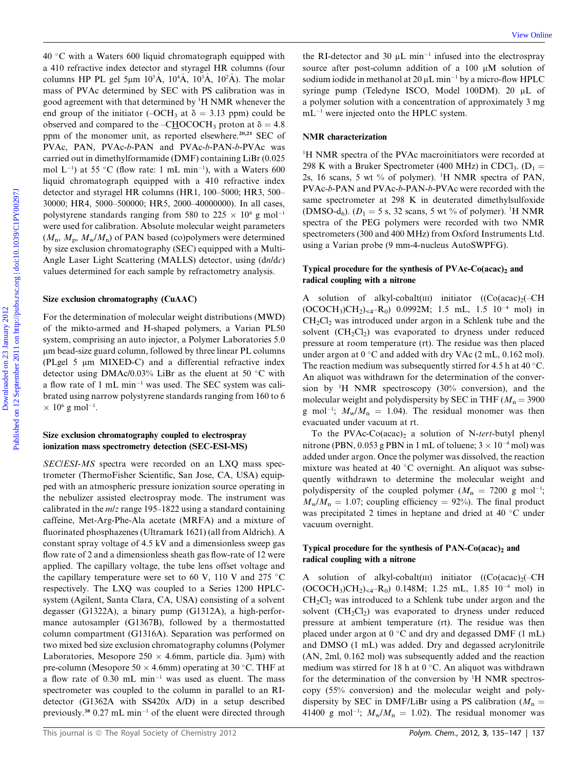40 °C with a Waters 600 liquid chromatograph equipped with a 410 refractive index detector and styragel HR columns (four columns HP PL gel 5μm $10^5$Å, $10^4$Å, $10^3$Å, $10^2$Å). The molar mass of PVAc determined by SEC with PS calibration was in good agreement with that determined by $^1$H NMR whenever the end group of the initiator (–$OCH_3$ at δ = 3.13 ppm) could be observed and compared to the –C<u>H</u>OCOCH$_3$ proton at δ = 4.8 ppm of the monomer unit, as reported elsewhere.[20,21] SEC of PVAc, PAN, PVAc-*b*-PAN and PVAc-*b*-PAN-*b*-PVAc was carried out in dimethylformamide (DMF) containing LiBr (0.025 mol $L^{-1}$) at 55 °C (flow rate: 1 mL $min^{-1}$), with a Waters 600 liquid chromatograph equipped with a 410 refractive index detector and styragel HR columns (HR1, 100–5000; HR3, 500–30000; HR4, 5000–500000; HR5, 2000–40000000). In all cases, polystyrene standards ranging from 580 to 225 × $10^4$ g $mol^{-1}$ were used for calibration. Absolute molecular weight parameters ($M_n$, $M_p$, $M_w/M_n$) of PAN based (co)polymers were determined by size exclusion chromatography (SEC) equipped with a Multi-Angle Laser Light Scattering (MALLS) detector, using (d*n*/d*c*) values determined for each sample by refractometry analysis.

### Size exclusion chromatography (CuAAC)

For the determination of molecular weight distributions (MWD) of the mikto-armed and H-shaped polymers, a Varian PL50 system, comprising an auto injector, a Polymer Laboratories 5.0 μm bead-size guard column, followed by three linear PL columns (PLgel 5 μm MIXED-C) and a differential refractive index detector using DMAc/0.03% LiBr as the eluent at 50 °C with a flow rate of 1 mL $min^{-1}$ was used. The SEC system was calibrated using narrow polystyrene standards ranging from 160 to 6 × $10^6$ g $mol^{-1}$.

### Size exclusion chromatography coupled to electrospray ionization mass spectrometry detection (SEC-ESI-MS)

*SEC/ESI-MS* spectra were recorded on an LXQ mass spectrometer (ThermoFisher Scientific, San Jose, CA, USA) equipped with an atmospheric pressure ionization source operating in the nebulizer assisted electrospray mode. The instrument was calibrated in the *m*/*z* range 195–1822 using a standard containing caffeine, Met-Arg-Phe-Ala acetate (MRFA) and a mixture of fluorinated phosphazenes (Ultramark 1621) (all from Aldrich). A constant spray voltage of 4.5 kV and a dimensionless sweep gas flow rate of 2 and a dimensionless sheath gas flow-rate of 12 were applied. The capillary voltage, the tube lens offset voltage and the capillary temperature were set to 60 V, 110 V and 275 °C respectively. The LXQ was coupled to a Series 1200 HPLC-system (Agilent, Santa Clara, CA, USA) consisting of a solvent degasser (G1322A), a binary pump (G1312A), a high-performance autosampler (G1367B), followed by a thermostatted column compartment (G1316A). Separation was performed on two mixed bed size exclusion chromatography columns (Polymer Laboratories, Mesopore 250 × 4.6mm, particle dia. 3μm) with pre-column (Mesopore 50 × 4.6mm) operating at 30 °C. THF at a flow rate of 0.30 mL $min^{-1}$ was used as eluent. The mass spectrometer was coupled to the column in parallel to an RI-detector (G1362A with SS420x A/D) in a setup described previously.[38] 0.27 mL $min^{-1}$ of the eluent were directed through the RI-detector and 30 μL $min^{-1}$ infused into the electrospray source after post-column addition of a 100 μM solution of sodium iodide in methanol at 20 μL $min^{-1}$ by a micro-flow HPLC syringe pump (Teledyne ISCO, Model 100DM). 20 μL of a polymer solution with a concentration of approximately 3 mg $mL^{-1}$ were injected onto the HPLC system.

### NMR characterization

$^1$H NMR spectra of the PVAc macroinitiators were recorded at 298 K with a Bruker Spectrometer (400 MHz) in $CDCl_3$. ($D_1$ = 2s, 16 scans, 5 wt % of polymer). $^1$H NMR spectra of PAN, PVAc-*b*-PAN and PVAc-*b*-PAN-*b*-PVAc were recorded with the same spectrometer at 298 K in deuterated dimethylsulfoxide (DMSO-$d_6$). ($D_1$ = 5 s, 32 scans, 5 wt % of polymer). $^1$H NMR spectra of the PEG polymers were recorded with two NMR spectrometers (300 and 400 MHz) from Oxford Instruments Ltd. using a Varian probe (9 mm-4-nucleus AutoSWPFG).

### Typical procedure for the synthesis of PVAc-Co(acac)$_2$ and radical coupling with a nitrone

A solution of alkyl-cobalt(III) initiator ((Co(acac)$_2$(–CH(OCOCH$_3$)CH$_2$)$_{<4}$–R$_0$) 0.0992M; 1.5 mL, 1.5 $10^{-4}$ mol) in $CH_2Cl_2$ was introduced under argon in a Schlenk tube and the solvent ($CH_2Cl_2$) was evaporated to dryness under reduced pressure at room temperature (rt). The residue was then placed under argon at 0 °C and added with dry VAc (2 mL, 0.162 mol). The reaction medium was subsequently stirred for 4.5 h at 40 °C. An aliquot was withdrawn for the determination of the conversion by $^1$H NMR spectroscopy (30% conversion), and the molecular weight and polydispersity by SEC in THF ($M_n$ = 3900 g $mol^{-1}$; $M_w/M_n$ = 1.04). The residual monomer was then evacuated under vacuum at rt.

To the PVAc-Co(acac)$_2$ a solution of N-*tert*-butyl phenyl nitrone (PBN, 0.053 g PBN in 1 mL of toluene; 3 × $10^{-4}$ mol) was added under argon. Once the polymer was dissolved, the reaction mixture was heated at 40 °C overnight. An aliquot was subsequently withdrawn to determine the molecular weight and polydispersity of the coupled polymer ($M_n$ = 7200 g $mol^{-1}$; $M_w/M_n$ = 1.07; coupling efficiency = 92%). The final product was precipitated 2 times in heptane and dried at 40 °C under vacuum overnight.

### Typical procedure for the synthesis of PAN-Co(acac)$_2$ and radical coupling with a nitrone

A solution of alkyl-cobalt(III) initiator ((Co(acac)$_2$(–CH(OCOCH$_3$)CH$_2$)$_{<4}$–R$_0$) 0.148M; 1.25 mL, 1.85 $10^{-4}$ mol) in $CH_2Cl_2$ was introduced to a Schlenk tube under argon and the solvent ($CH_2Cl_2$) was evaporated to dryness under reduced pressure at ambient temperature (rt). The residue was then placed under argon at 0 °C and dry and degassed DMF (1 mL) and DMSO (1 mL) was added. Dry and degassed acrylonitrile (AN, 2ml, 0.162 mol) was subsequently added and the reaction medium was stirred for 18 h at 0 °C. An aliquot was withdrawn for the determination of the conversion by $^1$H NMR spectroscopy (55% conversion) and the molecular weight and polydispersity by SEC in DMF/LiBr using a PS calibration ($M_n$ = 41400 g $mol^{-1}$; $M_w/M_n$ = 1.02). The residual monomer was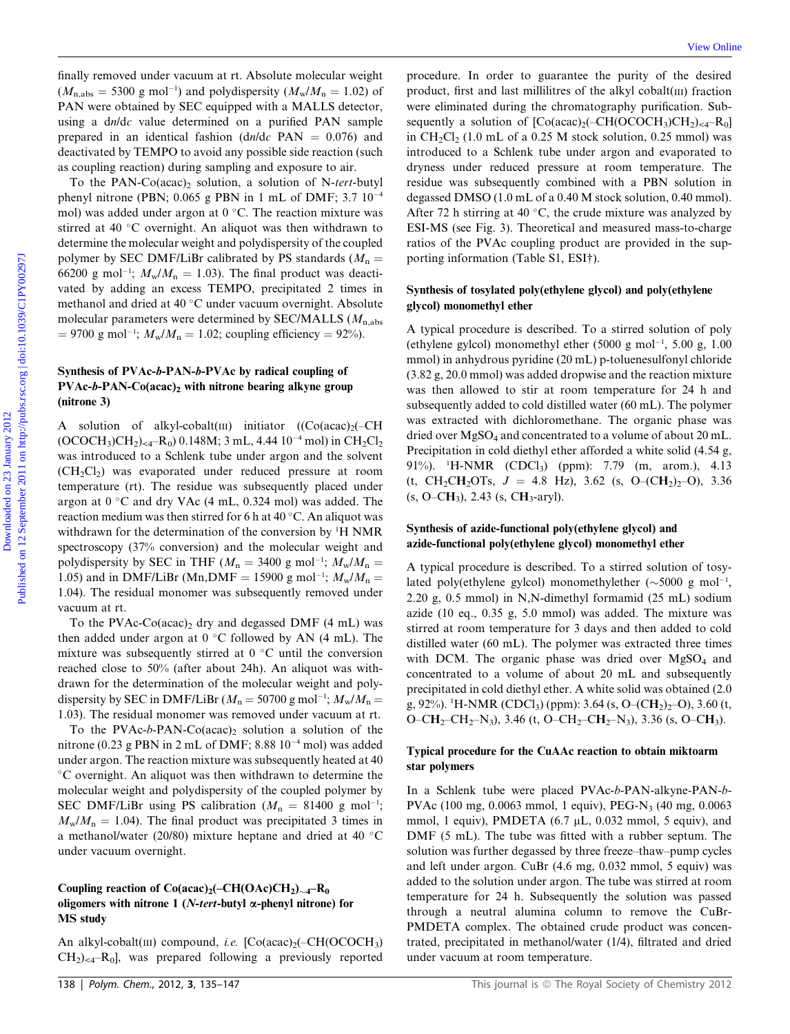finally removed under vacuum at rt. Absolute molecular weight ($M_{n,abs}$ = 5300 g mol$^{-1}$) and polydispersity ($M_w/M_n$ = 1.02) of PAN were obtained by SEC equipped with a MALLS detector, using a d*n*/d*c* value determined on a purified PAN sample prepared in an identical fashion (d*n*/d*c* PAN = 0.076) and deactivated by TEMPO to avoid any possible side reaction (such as coupling reaction) during sampling and exposure to air.

To the PAN-Co(acac)$_2$ solution, a solution of N-*tert*-butyl phenyl nitrone (PBN; 0.065 g PBN in 1 mL of DMF; 3.7 $10^{-4}$ mol) was added under argon at 0 °C. The reaction mixture was stirred at 40 °C overnight. An aliquot was then withdrawn to determine the molecular weight and polydispersity of the coupled polymer by SEC DMF/LiBr calibrated by PS standards ($M_n$ = 66200 g mol$^{-1}$; $M_w/M_n$ = 1.03). The final product was deactivated by adding an excess TEMPO, precipitated 2 times in methanol and dried at 40 °C under vacuum overnight. Absolute molecular parameters were determined by SEC/MALLS ($M_{n,abs}$ = 9700 g mol$^{-1}$; $M_w/M_n$ = 1.02; coupling efficiency = 92%).

### Synthesis of PVAc-*b*-PAN-*b*-PVAc by radical coupling of PVAc-*b*-PAN-Co(acac)$_2$ with nitrone bearing alkyne group (nitrone 3)

A solution of alkyl-cobalt(III) initiator ((Co(acac)$_2$(–CH(OCOCH$_3$)CH$_2$)$_{<4}$–R$_0$) 0.148M; 3 mL, 4.44 $10^{-4}$ mol) in CH$_2$Cl$_2$ was introduced to a Schlenk tube under argon and the solvent (CH$_2$Cl$_2$) was evaporated under reduced pressure at room temperature (rt). The residue was subsequently placed under argon at 0 °C and dry VAc (4 mL, 0.324 mol) was added. The reaction medium was then stirred for 6 h at 40 °C. An aliquot was withdrawn for the determination of the conversion by $^1$H NMR spectroscopy (37% conversion) and the molecular weight and polydispersity by SEC in THF ($M_n$ = 3400 g mol$^{-1}$; $M_w/M_n$ = 1.05) and in DMF/LiBr (Mn,DMF = 15900 g mol$^{-1}$; $M_w/M_n$ = 1.04). The residual monomer was subsequently removed under vacuum at rt.

To the PVAc-Co(acac)$_2$ dry and degassed DMF (4 mL) was then added under argon at 0 °C followed by AN (4 mL). The mixture was subsequently stirred at 0 °C until the conversion reached close to 50% (after about 24h). An aliquot was withdrawn for the determination of the molecular weight and polydispersity by SEC in DMF/LiBr ($M_n$ = 50700 g mol$^{-1}$; $M_w/M_n$ = 1.03). The residual monomer was removed under vacuum at rt.

To the PVAc-*b*-PAN-Co(acac)$_2$ solution a solution of the nitrone (0.23 g PBN in 2 mL of DMF; 8.88 $10^{-4}$ mol) was added under argon. The reaction mixture was subsequently heated at 40 °C overnight. An aliquot was then withdrawn to determine the molecular weight and polydispersity of the coupled polymer by SEC DMF/LiBr using PS calibration ($M_n$ = 81400 g mol$^{-1}$; $M_w/M_n$ = 1.04). The final product was precipitated 3 times in a methanol/water (20/80) mixture heptane and dried at 40 °C under vacuum overnight.

### Coupling reaction of Co(acac)$_2$(–CH(OAc)CH$_2$)$_{\sim 4}$–R$_0$ oligomers with nitrone 1 (*N-tert*-butyl α-phenyl nitrone) for MS study

An alkyl-cobalt(III) compound, *i.e.* [Co(acac)$_2$(–CH(OCOCH$_3$)CH$_2$)$_{<4}$–R$_0$], was prepared following a previously reported procedure. In order to guarantee the purity of the desired product, first and last millilitres of the alkyl cobalt(III) fraction were eliminated during the chromatography purification. Subsequently a solution of [Co(acac)$_2$(–CH(OCOCH$_3$)CH$_2$)$_{<4}$–R$_0$] in CH$_2$Cl$_2$ (1.0 mL of a 0.25 M stock solution, 0.25 mmol) was introduced to a Schlenk tube under argon and evaporated to dryness under reduced pressure at room temperature. The residue was subsequently combined with a PBN solution in degassed DMSO (1.0 mL of a 0.40 M stock solution, 0.40 mmol). After 72 h stirring at 40 °C, the crude mixture was analyzed by ESI-MS (see Fig. 3). Theoretical and measured mass-to-charge ratios of the PVAc coupling product are provided in the supporting information (Table S1, ESI†).

### Synthesis of tosylated poly(ethylene glycol) and poly(ethylene glycol) monomethyl ether

A typical procedure is described. To a stirred solution of poly (ethylene gylcol) monomethyl ether (5000 g mol$^{-1}$, 5.00 g, 1.00 mmol) in anhydrous pyridine (20 mL) p-toluenesulfonyl chloride (3.82 g, 20.0 mmol) was added dropwise and the reaction mixture was then allowed to stir at room temperature for 24 h and subsequently added to cold distilled water (60 mL). The polymer was extracted with dichloromethane. The organic phase was dried over MgSO$_4$ and concentrated to a volume of about 20 mL. Precipitation in cold diethyl ether afforded a white solid (4.54 g, 91%). $^1$H-NMR (CDCl$_3$) (ppm): 7.79 (m, arom.), 4.13 (t, CH$_2$**CH$_2$**OTs, *J* = 4.8 Hz), 3.62 (s, O–(**CH$_2$**)$_2$–O), 3.36 (s, O–**CH$_3$**), 2.43 (s, **CH$_3$**-aryl).

### Synthesis of azide-functional poly(ethylene glycol) and azide-functional poly(ethylene glycol) monomethyl ether

A typical procedure is described. To a stirred solution of tosylated poly(ethylene gylcol) monomethylether (~5000 g mol$^{-1}$, 2.20 g, 0.5 mmol) in N,N-dimethyl formamid (25 mL) sodium azide (10 eq., 0.35 g, 5.0 mmol) was added. The mixture was stirred at room temperature for 3 days and then added to cold distilled water (60 mL). The polymer was extracted three times with DCM. The organic phase was dried over MgSO$_4$ and concentrated to a volume of about 20 mL and subsequently precipitated in cold diethyl ether. A white solid was obtained (2.0 g, 92%). $^1$H-NMR (CDCl$_3$) (ppm): 3.64 (s, O–(**CH$_2$**)$_2$–O), 3.60 (t, O–**CH$_2$**–CH$_2$–N$_3$), 3.46 (t, O–CH$_2$–**CH$_2$**–N$_3$), 3.36 (s, O–**CH$_3$**).

### Typical procedure for the CuAAc reaction to obtain miktoarm star polymers

In a Schlenk tube were placed PVAc-*b*-PAN-alkyne-PAN-*b*-PVAc (100 mg, 0.0063 mmol, 1 equiv), PEG-N$_3$ (40 mg, 0.0063 mmol, 1 equiv), PMDETA (6.7 μL, 0.032 mmol, 5 equiv), and DMF (5 mL). The tube was fitted with a rubber septum. The solution was further degassed by three freeze–thaw–pump cycles and left under argon. CuBr (4.6 mg, 0.032 mmol, 5 equiv) was added to the solution under argon. The tube was stirred at room temperature for 24 h. Subsequently the solution was passed through a neutral alumina column to remove the CuBr-PMDETA complex. The obtained crude product was concentrated, precipitated in methanol/water (1/4), filtrated and dried under vacuum at room temperature.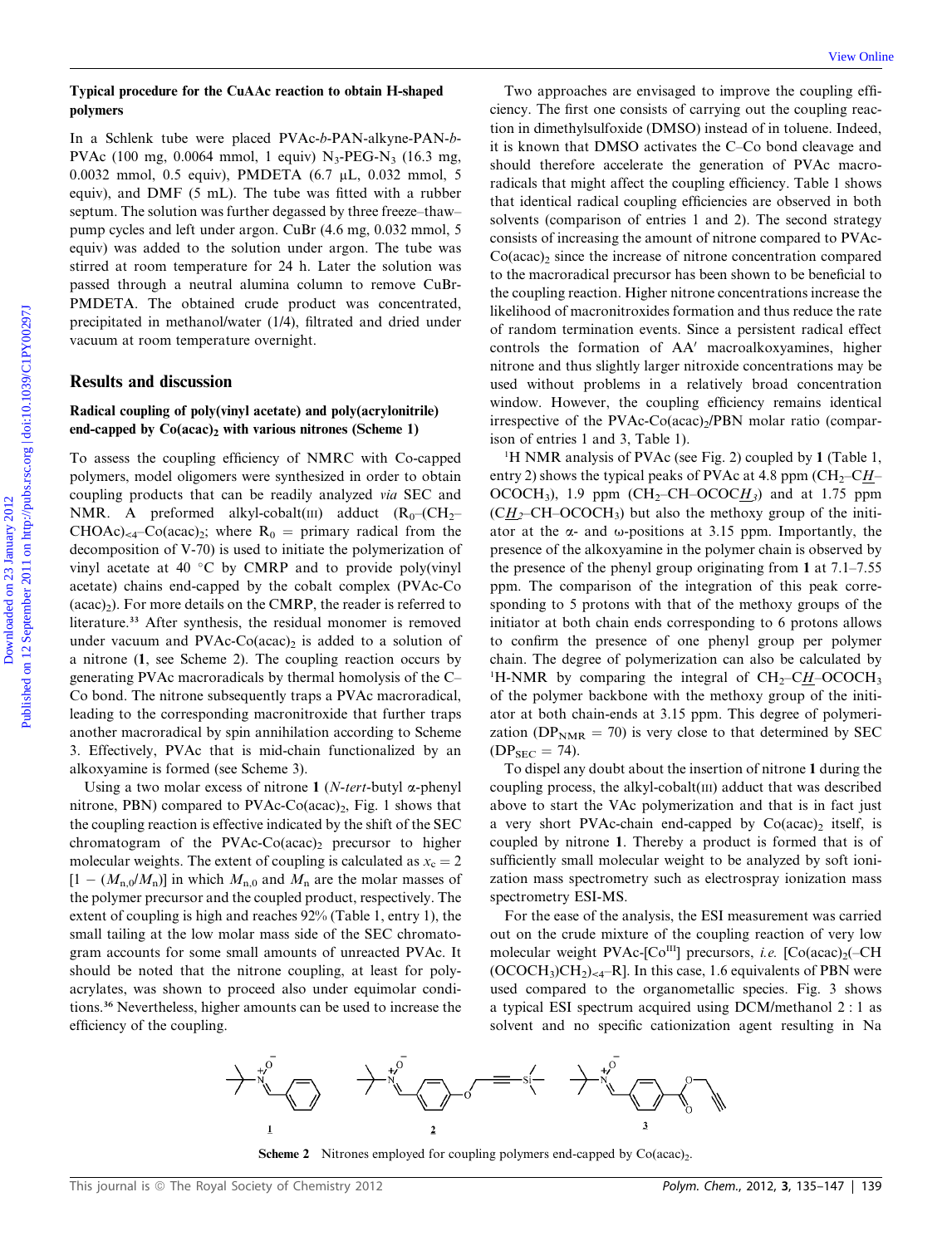### Typical procedure for the CuAAc reaction to obtain H-shaped polymers

In a Schlenk tube were placed PVAc-*b*-PAN-alkyne-PAN-*b*-PVAc (100 mg, 0.0064 mmol, 1 equiv) $N_3$-PEG-$N_3$ (16.3 mg, 0.0032 mmol, 0.5 equiv), PMDETA (6.7 μL, 0.032 mmol, 5 equiv), and DMF (5 mL). The tube was fitted with a rubber septum. The solution was further degassed by three freeze–thaw–pump cycles and left under argon. CuBr (4.6 mg, 0.032 mmol, 5 equiv) was added to the solution under argon. The tube was stirred at room temperature for 24 h. Later the solution was passed through a neutral alumina column to remove CuBr-PMDETA. The obtained crude product was concentrated, precipitated in methanol/water (1/4), filtrated and dried under vacuum at room temperature overnight.

## Results and discussion

### Radical coupling of poly(vinyl acetate) and poly(acrylonitrile) end-capped by $Co(acac)_2$ with various nitrones (Scheme 1)

To assess the coupling efficiency of NMRC with Co-capped polymers, model oligomers were synthesized in order to obtain coupling products that can be readily analyzed *via* SEC and NMR. A preformed alkyl-cobalt(III) adduct ($R_0$–($CH_2$–CHOAc)$_{<4}$–Co(acac)$_2$; where $R_0$ = primary radical from the decomposition of V-70) is used to initiate the polymerization of vinyl acetate at 40 °C by CMRP and to provide poly(vinyl acetate) chains end-capped by the cobalt complex (PVAc-Co(acac)$_2$). For more details on the CMRP, the reader is referred to literature.[33] After synthesis, the residual monomer is removed under vacuum and PVAc-Co(acac)$_2$ is added to a solution of a nitrone (**1**, see Scheme 2). The coupling reaction occurs by generating PVAc macroradicals by thermal homolysis of the C–Co bond. The nitrone subsequently traps a PVAc macroradical, leading to the corresponding macronitroxide that further traps another macroradical by spin annihilation according to Scheme 3. Effectively, PVAc that is mid-chain functionalized by an alkoxyamine is formed (see Scheme 3).

Using a two molar excess of nitrone **1** (*N*-*tert*-butyl α-phenyl nitrone, PBN) compared to PVAc-Co(acac)$_2$, Fig. 1 shows that the coupling reaction is effective indicated by the shift of the SEC chromatogram of the PVAc-Co(acac)$_2$ precursor to higher molecular weights. The extent of coupling is calculated as $x_c = 2[1 - (M_{n,0}/M_n)]$ in which $M_{n,0}$ and $M_n$ are the molar masses of the polymer precursor and the coupled product, respectively. The extent of coupling is high and reaches 92% (Table 1, entry 1), the small tailing at the low molar mass side of the SEC chromatogram accounts for some small amounts of unreacted PVAc. It should be noted that the nitrone coupling, at least for polyacrylates, was shown to proceed also under equimolar conditions.[36] Nevertheless, higher amounts can be used to increase the efficiency of the coupling.

Two approaches are envisaged to improve the coupling efficiency. The first one consists of carrying out the coupling reaction in dimethylsulfoxide (DMSO) instead of in toluene. Indeed, it is known that DMSO activates the C–Co bond cleavage and should therefore accelerate the generation of PVAc macroradicals that might affect the coupling efficiency. Table 1 shows that identical radical coupling efficiencies are observed in both solvents (comparison of entries 1 and 2). The second strategy consists of increasing the amount of nitrone compared to PVAc-Co(acac)$_2$ since the increase of nitrone concentration compared to the macroradical precursor has been shown to be beneficial to the coupling reaction. Higher nitrone concentrations increase the likelihood of macronitroxides formation and thus reduce the rate of random termination events. Since a persistent radical effect controls the formation of AA′ macroalkoxyamines, higher nitrone and thus slightly larger nitroxide concentrations may be used without problems in a relatively broad concentration window. However, the coupling efficiency remains identical irrespective of the PVAc-Co(acac)$_2$/PBN molar ratio (comparison of entries 1 and 3, Table 1).

$^1$H NMR analysis of PVAc (see Fig. 2) coupled by **1** (Table 1, entry 2) shows the typical peaks of PVAc at 4.8 ppm ($CH_2$–C*H*–$OCOCH_3$), 1.9 ppm ($CH_2$–CH–OCOC*H*$_3$) and at 1.75 ppm (C*H*$_2$–CH–$OCOCH_3$) but also the methoxy group of the initiator at the α- and ω-positions at 3.15 ppm. Importantly, the presence of the alkoxyamine in the polymer chain is observed by the presence of the phenyl group originating from **1** at 7.1–7.55 ppm. The comparison of the integration of this peak corresponding to 5 protons with that of the methoxy groups of the initiator at both chain ends corresponding to 6 protons allows to confirm the presence of one phenyl group per polymer chain. The degree of polymerization can also be calculated by $^1$H-NMR by comparing the integral of $CH_2$–C*H*–$OCOCH_3$ of the polymer backbone with the methoxy group of the initiator at both chain-ends at 3.15 ppm. This degree of polymerization ($DP_{NMR}$ = 70) is very close to that determined by SEC ($DP_{SEC}$ = 74).

To dispel any doubt about the insertion of nitrone **1** during the coupling process, the alkyl-cobalt(III) adduct that was described above to start the VAc polymerization and that is in fact just a very short PVAc-chain end-capped by Co(acac)$_2$ itself, is coupled by nitrone **1**. Thereby a product is formed that is of sufficiently small molecular weight to be analyzed by soft ionization mass spectrometry such as electrospray ionization mass spectrometry ESI-MS.

For the ease of the analysis, the ESI measurement was carried out on the crude mixture of the coupling reaction of very low molecular weight PVAc-[Co$^{III}$] precursors, *i.e.* [Co(acac)$_2$(–CH($OCOCH_3$)$CH_2$)$_{<4}$–R]. In this case, 1.6 equivalents of PBN were used compared to the organometallic species. Fig. 3 shows a typical ESI spectrum acquired using DCM/methanol 2 : 1 as solvent and no specific cationization agent resulting in Na

Scheme 2 Nitrones employed for coupling polymers end-capped by Co(acac)$_2$.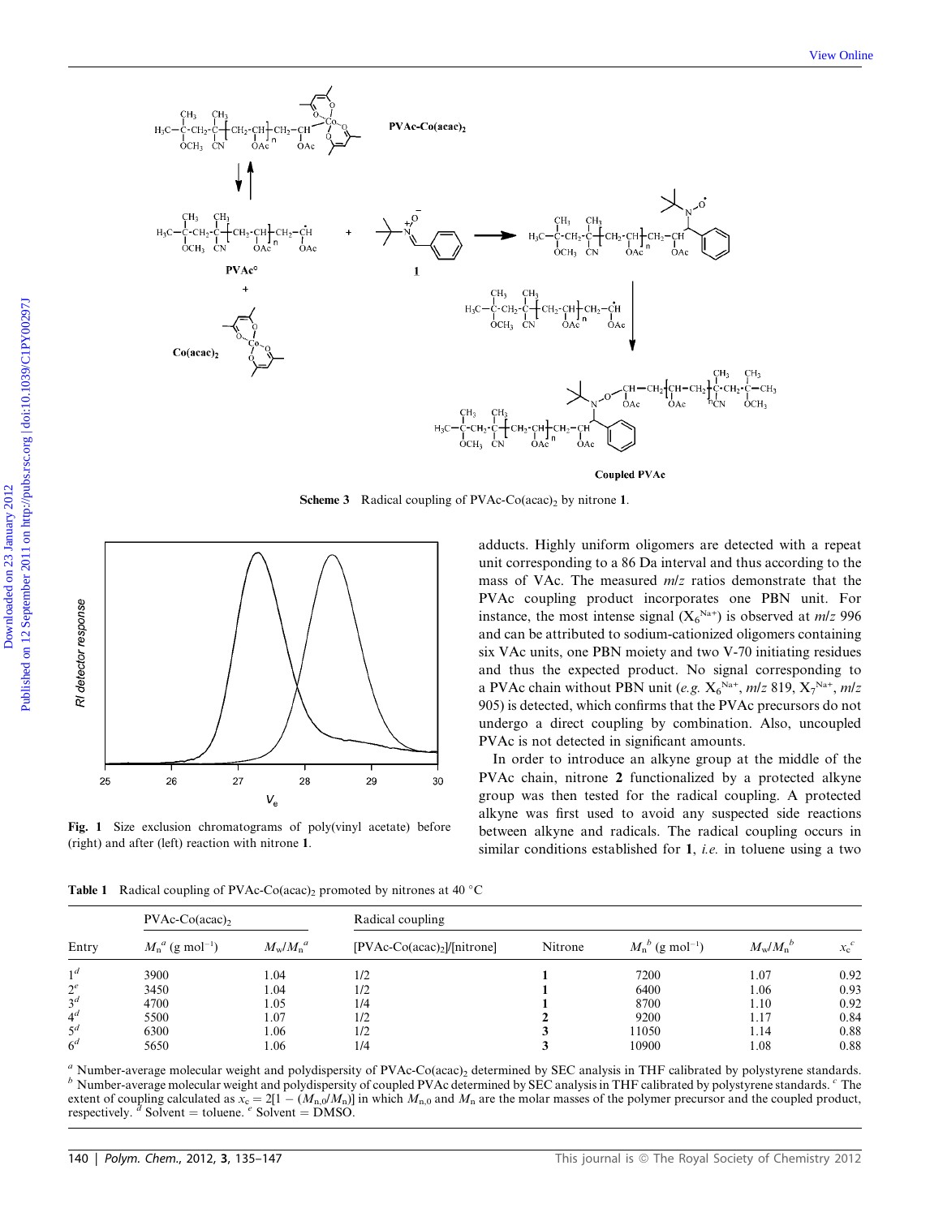Scheme 3 Radical coupling of PVAc-Co(acac)$_2$ by nitrone **1**.

Fig. 1 Size exclusion chromatograms of poly(vinyl acetate) before (right) and after (left) reaction with nitrone **1**.

adducts. Highly uniform oligomers are detected with a repeat unit corresponding to a 86 Da interval and thus according to the mass of VAc. The measured $m/z$ ratios demonstrate that the PVAc coupling product incorporates one PBN unit. For instance, the most intense signal ($X_6^{Na+}$) is observed at $m/z$ 996 and can be attributed to sodium-cationized oligomers containing six VAc units, one PBN moiety and two V-70 initiating residues and thus the expected product. No signal corresponding to a PVAc chain without PBN unit (*e.g.* $X_6^{Na+}$, $m/z$ 819, $X_7^{Na+}$, $m/z$ 905) is detected, which confirms that the PVAc precursors do not undergo a direct coupling by combination. Also, uncoupled PVAc is not detected in significant amounts.

In order to introduce an alkyne group at the middle of the PVAc chain, nitrone **2** functionalized by a protected alkyne group was then tested for the radical coupling. A protected alkyne was first used to avoid any suspected side reactions between alkyne and radicals. The radical coupling occurs in similar conditions established for **1**, *i.e.* in toluene using a two

Table 1 Radical coupling of PVAc-Co(acac)$_2$ promoted by nitrones at 40 °C

| | PVAc-Co(acac)$_2$ | | Radical coupling | | | | |
|---|---|---|---|---|---|---|---|
| Entry | $M_n$[a] (g mol$^{-1}$) | $M_w/M_n$[a] | [PVAc-Co(acac)$_2$]/[nitrone] | Nitrone | $M_n$[b] (g mol$^{-1}$) | $M_w/M_n$[b] | $x_c$[c] |
| 1[d] | 3900 | 1.04 | 1/2 | 1 | 7200 | 1.07 | 0.92 |
| 2[e] | 3450 | 1.04 | 1/2 | 1 | 6400 | 1.06 | 0.93 |
| 3[d] | 4700 | 1.05 | 1/4 | 1 | 8700 | 1.10 | 0.92 |
| 4[d] | 5500 | 1.07 | 1/2 | 2 | 9200 | 1.17 | 0.84 |
| 5[d] | 6300 | 1.06 | 1/2 | 3 | 11050 | 1.14 | 0.88 |
| 6[d] | 5650 | 1.06 | 1/4 | 3 | 10900 | 1.08 | 0.88 |

[a] Number-average molecular weight and polydispersity of PVAc-Co(acac)$_2$ determined by SEC analysis in THF calibrated by polystyrene standards. [b] Number-average molecular weight and polydispersity of coupled PVAc determined by SEC analysis in THF calibrated by polystyrene standards. [c] The extent of coupling calculated as $x_c = 2[1 - (M_{n,0}/M_n)]$ in which $M_{n,0}$ and $M_n$ are the molar masses of the polymer precursor and the coupled product, respectively. [d] Solvent = toluene. [e] Solvent = DMSO.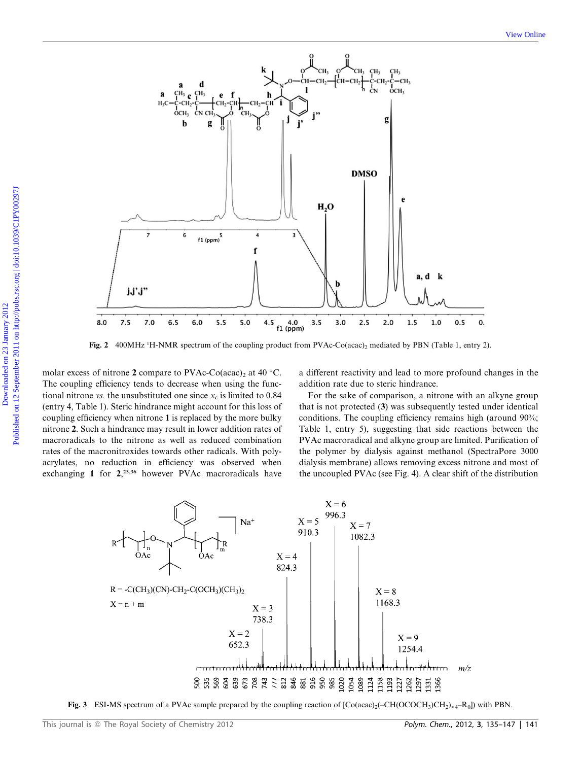Fig. 2 400MHz $^{1}$H-NMR spectrum of the coupling product from PVAc-Co(acac)$_2$ mediated by PBN (Table 1, entry 2).

molar excess of nitrone **2** compare to PVAc-Co(acac)$_2$ at 40 °C. The coupling efficiency tends to decrease when using the functional nitrone *vs.* the unsubstituted one since $x_c$ is limited to 0.84 (entry 4, Table 1). Steric hindrance might account for this loss of coupling efficiency when nitrone **1** is replaced by the more bulky nitrone **2**. Such a hindrance may result in lower addition rates of macroradicals to the nitrone as well as reduced combination rates of the macronitroxides towards other radicals. With polyacrylates, no reduction in efficiency was observed when exchanging **1** for **2**,[23,36] however PVAc macroradicals have a different reactivity and lead to more profound changes in the addition rate due to steric hindrance.

For the sake of comparison, a nitrone with an alkyne group that is not protected (**3**) was subsequently tested under identical conditions. The coupling efficiency remains high (around 90%; Table 1, entry 5), suggesting that side reactions between the PVAc macroradical and alkyne group are limited. Purification of the polymer by dialysis against methanol (SpectraPore 3000 dialysis membrane) allows removing excess nitrone and most of the uncoupled PVAc (see Fig. 4). A clear shift of the distribution

Fig. 3 ESI-MS spectrum of a PVAc sample prepared by the coupling reaction of [Co(acac)$_2$(–CH(OCOCH$_3$)CH$_2$)$_{<4}$–R$_0$]) with PBN.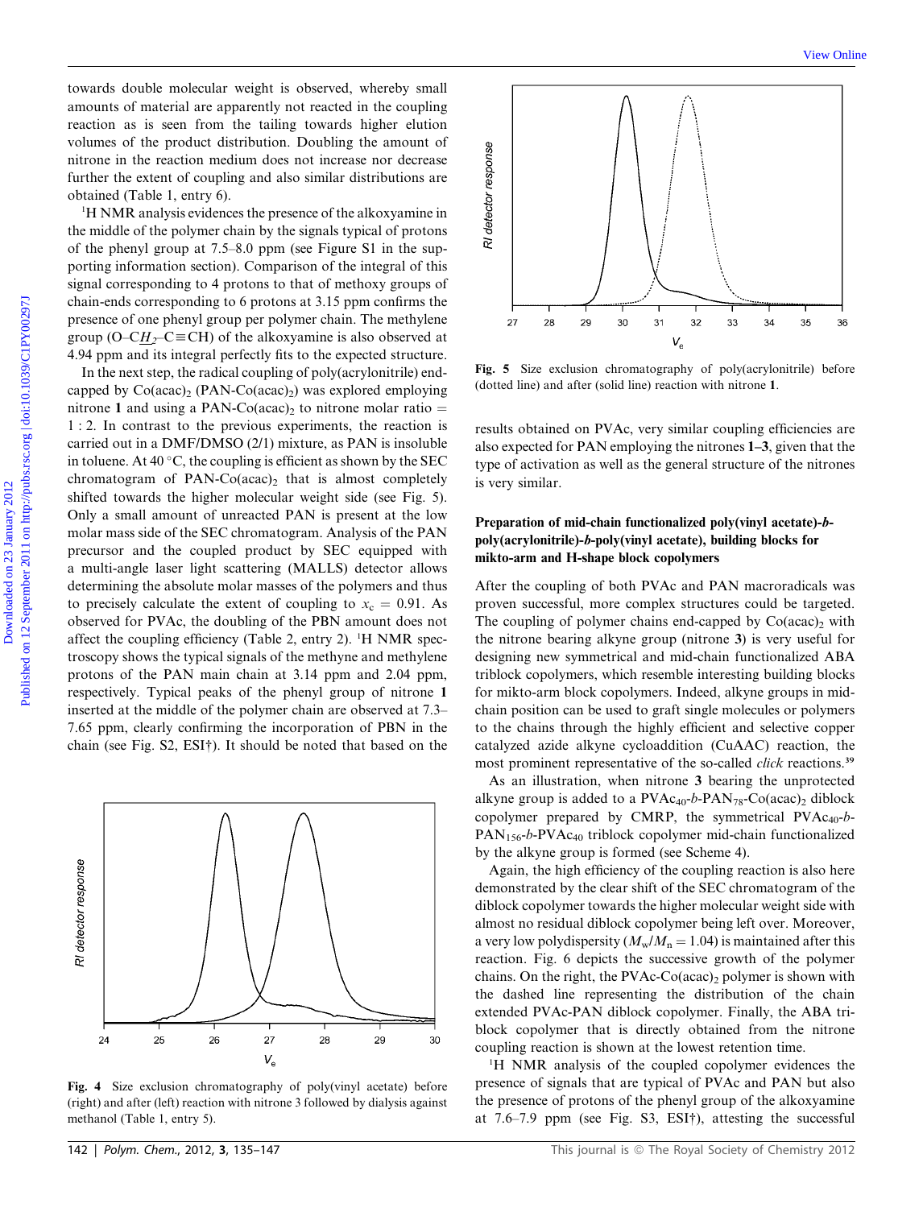towards double molecular weight is observed, whereby small amounts of material are apparently not reacted in the coupling reaction as is seen from the tailing towards higher elution volumes of the product distribution. Doubling the amount of nitrone in the reaction medium does not increase nor decrease further the extent of coupling and also similar distributions are obtained (Table 1, entry 6).

$^1$H NMR analysis evidences the presence of the alkoxyamine in the middle of the polymer chain by the signals typical of protons of the phenyl group at 7.5–8.0 ppm (see Figure S1 in the supporting information section). Comparison of the integral of this signal corresponding to 4 protons to that of methoxy groups of chain-ends corresponding to 6 protons at 3.15 ppm confirms the presence of one phenyl group per polymer chain. The methylene group (O–C$\underline{H}_2$–C≡CH) of the alkoxyamine is also observed at 4.94 ppm and its integral perfectly fits to the expected structure.

In the next step, the radical coupling of poly(acrylonitrile) end-capped by $Co(acac)_2$ (PAN-$Co(acac)_2$) was explored employing nitrone **1** and using a PAN-$Co(acac)_2$ to nitrone molar ratio = 1 : 2. In contrast to the previous experiments, the reaction is carried out in a DMF/DMSO (2/1) mixture, as PAN is insoluble in toluene. At 40 °C, the coupling is efficient as shown by the SEC chromatogram of PAN-$Co(acac)_2$ that is almost completely shifted towards the higher molecular weight side (see Fig. 5). Only a small amount of unreacted PAN is present at the low molar mass side of the SEC chromatogram. Analysis of the PAN precursor and the coupled product by SEC equipped with a multi-angle laser light scattering (MALLS) detector allows determining the absolute molar masses of the polymers and thus to precisely calculate the extent of coupling to $x_c$ = 0.91. As observed for PVAc, the doubling of the PBN amount does not affect the coupling efficiency (Table 2, entry 2). $^1$H NMR spectroscopy shows the typical signals of the methyne and methylene protons of the PAN main chain at 3.14 ppm and 2.04 ppm, respectively. Typical peaks of the phenyl group of nitrone **1** inserted at the middle of the polymer chain are observed at 7.3–7.65 ppm, clearly confirming the incorporation of PBN in the chain (see Fig. S2, ESI†). It should be noted that based on the results obtained on PVAc, very similar coupling efficiencies are also expected for PAN employing the nitrones **1–3**, given that the type of activation as well as the general structure of the nitrones is very similar.

**Fig. 4** Size exclusion chromatography of poly(vinyl acetate) before (right) and after (left) reaction with nitrone 3 followed by dialysis against methanol (Table 1, entry 5).

**Fig. 5** Size exclusion chromatography of poly(acrylonitrile) before (dotted line) and after (solid line) reaction with nitrone **1**.

## Preparation of mid-chain functionalized poly(vinyl acetate)-*b*-poly(acrylonitrile)-*b*-poly(vinyl acetate), building blocks for mikto-arm and H-shape block copolymers

After the coupling of both PVAc and PAN macroradicals was proven successful, more complex structures could be targeted. The coupling of polymer chains end-capped by $Co(acac)_2$ with the nitrone bearing alkyne group (nitrone **3**) is very useful for designing new symmetrical and mid-chain functionalized ABA triblock copolymers, which resemble interesting building blocks for mikto-arm block copolymers. Indeed, alkyne groups in mid-chain position can be used to graft single molecules or polymers to the chains through the highly efficient and selective copper catalyzed azide alkyne cycloaddition (CuAAC) reaction, the most prominent representative of the so-called *click* reactions.[39]

As an illustration, when nitrone **3** bearing the unprotected alkyne group is added to a $PVAc_{40}$-*b*-$PAN_{78}$-$Co(acac)_2$ diblock copolymer prepared by CMRP, the symmetrical $PVAc_{40}$-*b*-$PAN_{156}$-*b*-$PVAc_{40}$ triblock copolymer mid-chain functionalized by the alkyne group is formed (see Scheme 4).

Again, the high efficiency of the coupling reaction is also here demonstrated by the clear shift of the SEC chromatogram of the diblock copolymer towards the higher molecular weight side with almost no residual diblock copolymer being left over. Moreover, a very low polydispersity ($M_w/M_n$ = 1.04) is maintained after this reaction. Fig. 6 depicts the successive growth of the polymer chains. On the right, the PVAc-$Co(acac)_2$ polymer is shown with the dashed line representing the distribution of the chain extended PVAc-PAN diblock copolymer. Finally, the ABA triblock copolymer that is directly obtained from the nitrone coupling reaction is shown at the lowest retention time.

$^1$H NMR analysis of the coupled copolymer evidences the presence of signals that are typical of PVAc and PAN but also the presence of protons of the phenyl group of the alkoxyamine at 7.6–7.9 ppm (see Fig. S3, ESI†), attesting the successful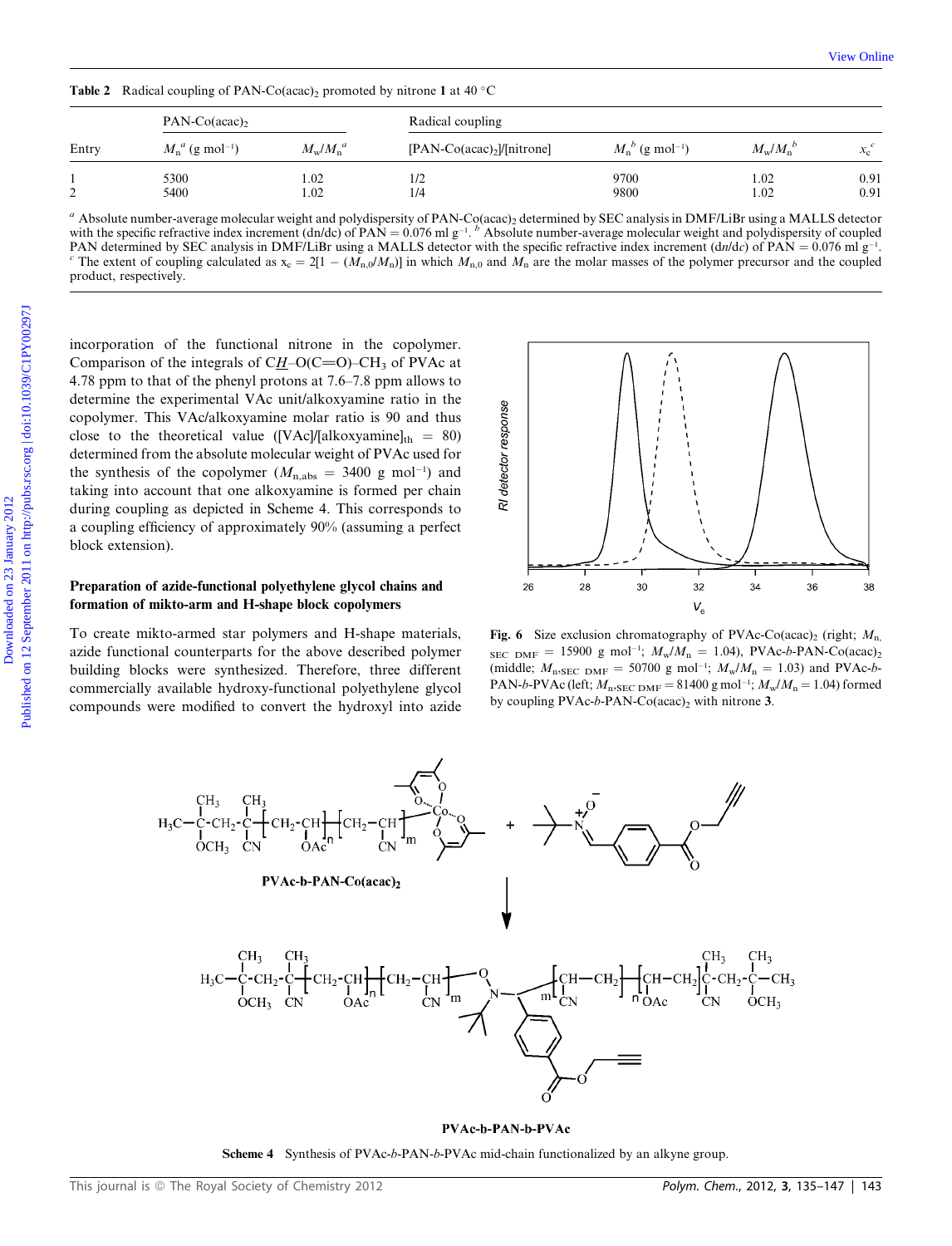**Table 2** Radical coupling of PAN-Co(acac)$_2$ promoted by nitrone **1** at 40 °C

| | PAN-Co(acac)$_2$ | | Radical coupling | | | |
|---|---|---|---|---|---|---|
| Entry | $M_n$[a] (g mol$^{-1}$) | $M_w/M_n$[a] | [PAN-Co(acac)$_2$]/[nitrone] | $M_n$[b] (g mol$^{-1}$) | $M_w/M_n$[b] | $x_c$[c] |
| 1 | 5300 | 1.02 | 1/2 | 9700 | 1.02 | 0.91 |
| 2 | 5400 | 1.02 | 1/4 | 9800 | 1.02 | 0.91 |

[a] Absolute number-average molecular weight and polydispersity of PAN-Co(acac)$_2$ determined by SEC analysis in DMF/LiBr using a MALLS detector with the specific refractive index increment (dn/dc) of PAN = 0.076 ml g$^{-1}$. [b] Absolute number-average molecular weight and polydispersity of coupled PAN determined by SEC analysis in DMF/LiBr using a MALLS detector with the specific refractive index increment (d$n$/d$c$) of PAN = 0.076 ml g$^{-1}$. [c] The extent of coupling calculated as $x_c = 2[1 - (M_{n,0}/M_n)]$ in which $M_{n,0}$ and $M_n$ are the molar masses of the polymer precursor and the coupled product, respectively.

incorporation of the functional nitrone in the copolymer. Comparison of the integrals of C*H*–O(C=O)–CH$_3$ of PVAc at 4.78 ppm to that of the phenyl protons at 7.6–7.8 ppm allows to determine the experimental VAc unit/alkoxyamine ratio in the copolymer. This VAc/alkoxyamine molar ratio is 90 and thus close to the theoretical value ([VAc]/[alkoxyamine]$_{th}$ = 80) determined from the absolute molecular weight of PVAc used for the synthesis of the copolymer ($M_{n,abs}$ = 3400 g mol$^{-1}$) and taking into account that one alkoxyamine is formed per chain during coupling as depicted in Scheme 4. This corresponds to a coupling efficiency of approximately 90% (assuming a perfect block extension).

### Preparation of azide-functional polyethylene glycol chains and formation of mikto-arm and H-shape block copolymers

To create mikto-armed star polymers and H-shape materials, azide functional counterparts for the above described polymer building blocks were synthesized. Therefore, three different commercially available hydroxy-functional polyethylene glycol compounds were modified to convert the hydroxyl into azide

**Fig. 6** Size exclusion chromatography of PVAc-Co(acac)$_2$ (right; $M_{n,SEC\ DMF}$ = 15900 g mol$^{-1}$; $M_w/M_n$ = 1.04), PVAc-*b*-PAN-Co(acac)$_2$ (middle; $M_{n,SEC\ DMF}$ = 50700 g mol$^{-1}$; $M_w/M_n$ = 1.03) and PVAc-*b*-PAN-*b*-PVAc (left; $M_{n,SEC\ DMF}$ = 81400 g mol$^{-1}$; $M_w/M_n$ = 1.04) formed by coupling PVAc-*b*-PAN-Co(acac)$_2$ with nitrone **3**.

**Scheme 4** Synthesis of PVAc-*b*-PAN-*b*-PVAc mid-chain functionalized by an alkyne group.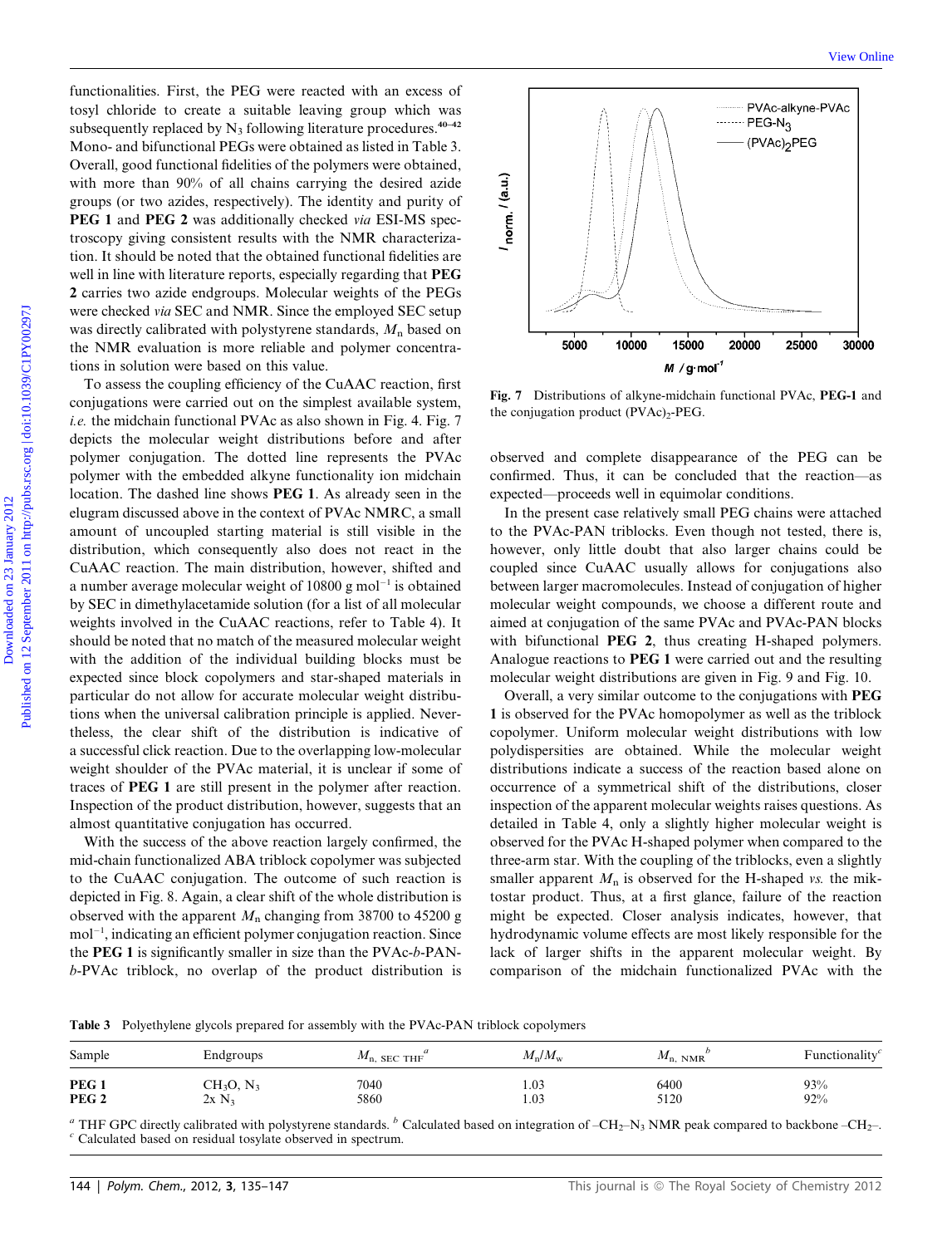functionalities. First, the PEG were reacted with an excess of tosyl chloride to create a suitable leaving group which was subsequently replaced by $N_3$ following literature procedures.[40–42] Mono- and bifunctional PEGs were obtained as listed in Table 3. Overall, good functional fidelities of the polymers were obtained, with more than 90% of all chains carrying the desired azide groups (or two azides, respectively). The identity and purity of **PEG 1** and **PEG 2** was additionally checked *via* ESI-MS spectroscopy giving consistent results with the NMR characterization. It should be noted that the obtained functional fidelities are well in line with literature reports, especially regarding that **PEG 2** carries two azide endgroups. Molecular weights of the PEGs were checked *via* SEC and NMR. Since the employed SEC setup was directly calibrated with polystyrene standards, $M_n$ based on the NMR evaluation is more reliable and polymer concentrations in solution were based on this value.

To assess the coupling efficiency of the CuAAC reaction, first conjugations were carried out on the simplest available system, *i.e.* the midchain functional PVAc as also shown in Fig. 4. Fig. 7 depicts the molecular weight distributions before and after polymer conjugation. The dotted line represents the PVAc polymer with the embedded alkyne functionality ion midchain location. The dashed line shows **PEG 1**. As already seen in the elugram discussed above in the context of PVAc NMRC, a small amount of uncoupled starting material is still visible in the distribution, which consequently also does not react in the CuAAC reaction. The main distribution, however, shifted and a number average molecular weight of 10800 g $mol^{-1}$ is obtained by SEC in dimethylacetamide solution (for a list of all molecular weights involved in the CuAAC reactions, refer to Table 4). It should be noted that no match of the measured molecular weight with the addition of the individual building blocks must be expected since block copolymers and star-shaped materials in particular do not allow for accurate molecular weight distributions when the universal calibration principle is applied. Nevertheless, the clear shift of the distribution is indicative of a successful click reaction. Due to the overlapping low-molecular weight shoulder of the PVAc material, it is unclear if some of traces of **PEG 1** are still present in the polymer after reaction. Inspection of the product distribution, however, suggests that an almost quantitative conjugation has occurred.

With the success of the above reaction largely confirmed, the mid-chain functionalized ABA triblock copolymer was subjected to the CuAAC conjugation. The outcome of such reaction is depicted in Fig. 8. Again, a clear shift of the whole distribution is observed with the apparent $M_n$ changing from 38700 to 45200 g $mol^{-1}$, indicating an efficient polymer conjugation reaction. Since the **PEG 1** is significantly smaller in size than the PVAc-*b*-PAN-*b*-PVAc triblock, no overlap of the product distribution is observed and complete disappearance of the PEG can be confirmed. Thus, it can be concluded that the reaction—as expected—proceeds well in equimolar conditions.

Fig. 7 Distributions of alkyne-midchain functional PVAc, **PEG-1** and the conjugation product $(PVAc)_2$-PEG.

In the present case relatively small PEG chains were attached to the PVAc-PAN triblocks. Even though not tested, there is, however, only little doubt that also larger chains could be coupled since CuAAC usually allows for conjugations also between larger macromolecules. Instead of conjugation of higher molecular weight compounds, we choose a different route and aimed at conjugation of the same PVAc and PVAc-PAN blocks with bifunctional **PEG 2**, thus creating H-shaped polymers. Analogue reactions to **PEG 1** were carried out and the resulting molecular weight distributions are given in Fig. 9 and Fig. 10.

Overall, a very similar outcome to the conjugations with **PEG 1** is observed for the PVAc homopolymer as well as the triblock copolymer. Uniform molecular weight distributions with low polydispersities are obtained. While the molecular weight distributions indicate a success of the reaction based alone on occurrence of a symmetrical shift of the distributions, closer inspection of the apparent molecular weights raises questions. As detailed in Table 4, only a slightly higher molecular weight is observed for the PVAc H-shaped polymer when compared to the three-arm star. With the coupling of the triblocks, even a slightly smaller apparent $M_n$ is observed for the H-shaped *vs.* the miktostar product. Thus, at a first glance, failure of the reaction might be expected. Closer analysis indicates, however, that hydrodynamic volume effects are most likely responsible for the lack of larger shifts in the apparent molecular weight. By comparison of the midchain functionalized PVAc with the

Table 3 Polyethylene glycols prepared for assembly with the PVAc-PAN triblock copolymers

| Sample | Endgroups | $M_{n,\ SEC\ THF}$ [a] | $M_n/M_w$ | $M_{n,\ NMR}$ [b] | Functionality[c] |
|---|---|---|---|---|---|
| **PEG 1** | $CH_3O$, $N_3$ | 7040 | 1.03 | 6400 | 93% |
| **PEG 2** | 2x $N_3$ | 5860 | 1.03 | 5120 | 92% |

[a] THF GPC directly calibrated with polystyrene standards. [b] Calculated based on integration of $-CH_2-N_3$ NMR peak compared to backbone $-CH_2-$. [c] Calculated based on residual tosylate observed in spectrum.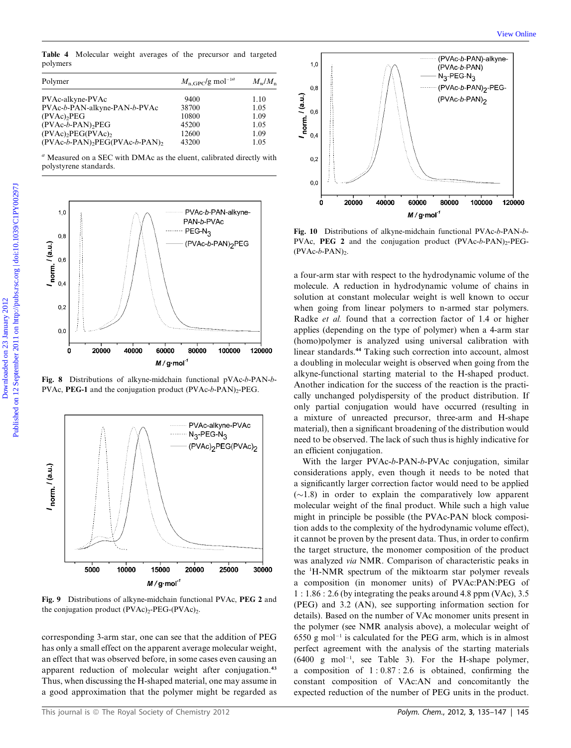Table 4 Molecular weight averages of the precursor and targeted polymers

| Polymer | $M_{n,GPC}$/g mol$^{-1a}$ | $M_w/M_n$ |
|---|---|---|
| PVAc-alkyne-PVAc | 9400 | 1.10 |
| PVAc-*b*-PAN-alkyne-PAN-*b*-PVAc | 38700 | 1.05 |
| (PVAc)$_2$PEG | 10800 | 1.09 |
| (PVAc-*b*-PAN)$_2$PEG | 45200 | 1.05 |
| (PVAc)$_2$PEG(PVAc)$_2$ | 12600 | 1.09 |
| (PVAc-*b*-PAN)$_2$PEG(PVAc-*b*-PAN)$_2$ | 43200 | 1.05 |

[a] Measured on a SEC with DMAc as the eluent, calibrated directly with polystyrene standards.

Fig. 8 Distributions of alkyne-midchain functional pVAc-*b*-PAN-*b*-PVAc, **PEG-1** and the conjugation product (PVAc-*b*-PAN)$_2$-PEG.

Fig. 9 Distributions of alkyne-midchain functional PVAc, **PEG 2** and the conjugation product (PVAc)$_2$-PEG-(PVAc)$_2$.

corresponding 3-arm star, one can see that the addition of PEG has only a small effect on the apparent average molecular weight, an effect that was observed before, in some cases even causing an apparent reduction of molecular weight after conjugation.[43] Thus, when discussing the H-shaped material, one may assume in a good approximation that the polymer might be regarded as a four-arm star with respect to the hydrodynamic volume of the molecule. A reduction in hydrodynamic volume of chains in solution at constant molecular weight is well known to occur when going from linear polymers to n-armed star polymers. Radke *et al.* found that a correction factor of 1.4 or higher applies (depending on the type of polymer) when a 4-arm star (homo)polymer is analyzed using universal calibration with linear standards.[44] Taking such correction into account, almost a doubling in molecular weight is observed when going from the alkyne-functional starting material to the H-shaped product. Another indication for the success of the reaction is the practically unchanged polydispersity of the product distribution. If only partial conjugation would have occurred (resulting in a mixture of unreacted precursor, three-arm and H-shape material), then a significant broadening of the distribution would need to be observed. The lack of such thus is highly indicative for an efficient conjugation.

Fig. 10 Distributions of alkyne-midchain functional PVAc-*b*-PAN-*b*-PVAc, **PEG 2** and the conjugation product (PVAc-*b*-PAN)$_2$-PEG-(PVAc-*b*-PAN)$_2$.

With the larger PVAc-*b*-PAN-*b*-PVAc conjugation, similar considerations apply, even though it needs to be noted that a significantly larger correction factor would need to be applied (~1.8) in order to explain the comparatively low apparent molecular weight of the final product. While such a high value might in principle be possible (the PVAc-PAN block composition adds to the complexity of the hydrodynamic volume effect), it cannot be proven by the present data. Thus, in order to confirm the target structure, the monomer composition of the product was analyzed *via* NMR. Comparison of characteristic peaks in the $^1$H-NMR spectrum of the miktoarm star polymer reveals a composition (in monomer units) of PVAc:PAN:PEG of 1 : 1.86 : 2.6 (by integrating the peaks around 4.8 ppm (VAc), 3.5 (PEG) and 3.2 (AN), see supporting information section for details). Based on the number of VAc monomer units present in the polymer (see NMR analysis above), a molecular weight of 6550 g mol$^{-1}$ is calculated for the PEG arm, which is in almost perfect agreement with the analysis of the starting materials (6400 g mol$^{-1}$, see Table 3). For the H-shape polymer, a composition of 1 : 0.87 : 2.6 is obtained, confirming the constant composition of VAc:AN and concomitantly the expected reduction of the number of PEG units in the product.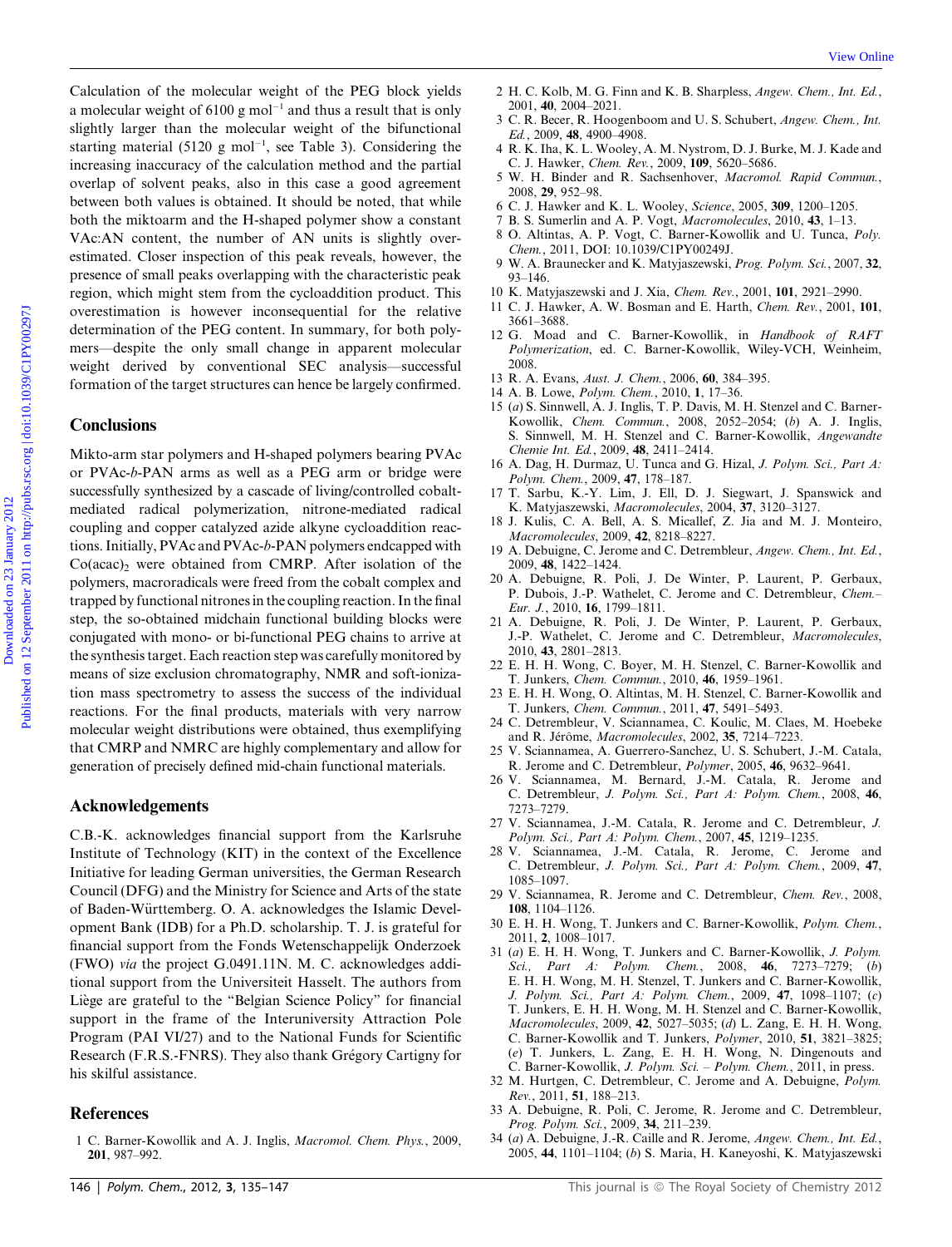Calculation of the molecular weight of the PEG block yields a molecular weight of 6100 g $mol^{-1}$ and thus a result that is only slightly larger than the molecular weight of the bifunctional starting material (5120 g $mol^{-1}$, see Table 3). Considering the increasing inaccuracy of the calculation method and the partial overlap of solvent peaks, also in this case a good agreement between both values is obtained. It should be noted, that while both the miktoarm and the H-shaped polymer show a constant VAc:AN content, the number of AN units is slightly overestimated. Closer inspection of this peak reveals, however, the presence of small peaks overlapping with the characteristic peak region, which might stem from the cycloaddition product. This overestimation is however inconsequential for the relative determination of the PEG content. In summary, for both polymers—despite the only small change in apparent molecular weight derived by conventional SEC analysis—successful formation of the target structures can hence be largely confirmed.

## Conclusions

Mikto-arm star polymers and H-shaped polymers bearing PVAc or PVAc-*b*-PAN arms as well as a PEG arm or bridge were successfully synthesized by a cascade of living/controlled cobalt-mediated radical polymerization, nitrone-mediated radical coupling and copper catalyzed azide alkyne cycloaddition reactions. Initially, PVAc and PVAc-*b*-PAN polymers endcapped with $Co(acac)_2$ were obtained from CMRP. After isolation of the polymers, macroradicals were freed from the cobalt complex and trapped by functional nitrones in the coupling reaction. In the final step, the so-obtained midchain functional building blocks were conjugated with mono- or bi-functional PEG chains to arrive at the synthesis target. Each reaction step was carefully monitored by means of size exclusion chromatography, NMR and soft-ionization mass spectrometry to assess the success of the individual reactions. For the final products, materials with very narrow molecular weight distributions were obtained, thus exemplifying that CMRP and NMRC are highly complementary and allow for generation of precisely defined mid-chain functional materials.

## Acknowledgements

C.B.-K. acknowledges financial support from the Karlsruhe Institute of Technology (KIT) in the context of the Excellence Initiative for leading German universities, the German Research Council (DFG) and the Ministry for Science and Arts of the state of Baden-Württemberg. O. A. acknowledges the Islamic Development Bank (IDB) for a Ph.D. scholarship. T. J. is grateful for financial support from the Fonds Wetenschappelijk Onderzoek (FWO) *via* the project G.0491.11N. M. C. acknowledges additional support from the Universiteit Hasselt. The authors from Liège are grateful to the "Belgian Science Policy" for financial support in the frame of the Interuniversity Attraction Pole Program (PAI VI/27) and to the National Funds for Scientific Research (F.R.S.-FNRS). They also thank Grégory Cartigny for his skilful assistance.

## References

1 C. Barner-Kowollik and A. J. Inglis, *Macromol. Chem. Phys.*, 2009, **201**, 987–992.

2 H. C. Kolb, M. G. Finn and K. B. Sharpless, *Angew. Chem., Int. Ed.*, 2001, **40**, 2004–2021.

3 C. R. Becer, R. Hoogenboom and U. S. Schubert, *Angew. Chem., Int. Ed.*, 2009, **48**, 4900–4908.

4 R. K. Iha, K. L. Wooley, A. M. Nystrom, D. J. Burke, M. J. Kade and C. J. Hawker, *Chem. Rev.*, 2009, **109**, 5620–5686.

5 W. H. Binder and R. Sachsenhover, *Macromol. Rapid Commun.*, 2008, **29**, 952–98.

6 C. J. Hawker and K. L. Wooley, *Science*, 2005, **309**, 1200–1205.

7 B. S. Sumerlin and A. P. Vogt, *Macromolecules*, 2010, **43**, 1–13.

8 O. Altintas, A. P. Vogt, C. Barner-Kowollik and U. Tunca, *Poly. Chem.*, 2011, DOI: 10.1039/C1PY00249J.

9 W. A. Braunecker and K. Matyjaszewski, *Prog. Polym. Sci.*, 2007, **32**, 93–146.

10 K. Matyjaszewski and J. Xia, *Chem. Rev.*, 2001, **101**, 2921–2990.

11 C. J. Hawker, A. W. Bosman and E. Harth, *Chem. Rev.*, 2001, **101**, 3661–3688.

12 G. Moad and C. Barner-Kowollik, in *Handbook of RAFT Polymerization*, ed. C. Barner-Kowollik, Wiley-VCH, Weinheim, 2008.

13 R. A. Evans, *Aust. J. Chem.*, 2006, **60**, 384–395.

14 A. B. Lowe, *Polym. Chem.*, 2010, **1**, 17–36.

15 (*a*) S. Sinnwell, A. J. Inglis, T. P. Davis, M. H. Stenzel and C. Barner-Kowollik, *Chem. Commun.*, 2008, 2052–2054; (*b*) A. J. Inglis, S. Sinnwell, M. H. Stenzel and C. Barner-Kowollik, *Angewandte Chemie Int. Ed.*, 2009, **48**, 2411–2414.

16 A. Dag, H. Durmaz, U. Tunca and G. Hizal, *J. Polym. Sci., Part A: Polym. Chem.*, 2009, **47**, 178–187.

17 T. Sarbu, K.-Y. Lim, J. Ell, D. J. Siegwart, J. Spanswick and K. Matyjaszewski, *Macromolecules*, 2004, **37**, 3120–3127.

18 J. Kulis, C. A. Bell, A. S. Micallef, Z. Jia and M. J. Monteiro, *Macromolecules*, 2009, **42**, 8218–8227.

19 A. Debuigne, C. Jerome and C. Detrembleur, *Angew. Chem., Int. Ed.*, 2009, **48**, 1422–1424.

20 A. Debuigne, R. Poli, J. De Winter, P. Laurent, P. Gerbaux, P. Dubois, J.-P. Wathelet, C. Jerome and C. Detrembleur, *Chem.–Eur. J.*, 2010, **16**, 1799–1811.

21 A. Debuigne, R. Poli, J. De Winter, P. Laurent, P. Gerbaux, J.-P. Wathelet, C. Jerome and C. Detrembleur, *Macromolecules*, 2010, **43**, 2801–2813.

22 E. H. H. Wong, C. Boyer, M. H. Stenzel, C. Barner-Kowollik and T. Junkers, *Chem. Commun.*, 2010, **46**, 1959–1961.

23 E. H. H. Wong, O. Altintas, M. H. Stenzel, C. Barner-Kowollik and T. Junkers, *Chem. Commun.*, 2011, **47**, 5491–5493.

24 C. Detrembleur, V. Sciannamea, C. Koulic, M. Claes, M. Hoebeke and R. Jérôme, *Macromolecules*, 2002, **35**, 7214–7223.

25 V. Sciannamea, A. Guerrero-Sanchez, U. S. Schubert, J.-M. Catala, R. Jerome and C. Detrembleur, *Polymer*, 2005, **46**, 9632–9641.

26 V. Sciannamea, M. Bernard, J.-M. Catala, R. Jerome and C. Detrembleur, *J. Polym. Sci., Part A: Polym. Chem.*, 2008, **46**, 7273–7279.

27 V. Sciannamea, J.-M. Catala, R. Jerome and C. Detrembleur, *J. Polym. Sci., Part A: Polym. Chem.*, 2007, **45**, 1219–1235.

28 V. Sciannamea, J.-M. Catala, R. Jerome, C. Jerome and C. Detrembleur, *J. Polym. Sci., Part A: Polym. Chem.*, 2009, **47**, 1085–1097.

29 V. Sciannamea, R. Jerome and C. Detrembleur, *Chem. Rev.*, 2008, **108**, 1104–1126.

30 E. H. H. Wong, T. Junkers and C. Barner-Kowollik, *Polym. Chem.*, 2011, **2**, 1008–1017.

31 (*a*) E. H. H. Wong, T. Junkers and C. Barner-Kowollik, *J. Polym. Sci., Part A: Polym. Chem.*, 2008, **46**, 7273–7279; (*b*) E. H. H. Wong, M. H. Stenzel, T. Junkers and C. Barner-Kowollik, *J. Polym. Sci., Part A: Polym. Chem.*, 2009, **47**, 1098–1107; (*c*) T. Junkers, E. H. H. Wong, M. H. Stenzel and C. Barner-Kowollik, *Macromolecules*, 2009, **42**, 5027–5035; (*d*) L. Zang, E. H. H. Wong, C. Barner-Kowollik and T. Junkers, *Polymer*, 2010, **51**, 3821–3825; (*e*) T. Junkers, L. Zang, E. H. H. Wong, N. Dingenouts and C. Barner-Kowollik, *J. Polym. Sci. – Polym. Chem.*, 2011, in press.

32 M. Hurtgen, C. Detrembleur, C. Jerome and A. Debuigne, *Polym. Rev.*, 2011, **51**, 188–213.

33 A. Debuigne, R. Poli, C. Jerome, R. Jerome and C. Detrembleur, *Prog. Polym. Sci.*, 2009, **34**, 211–239.

34 (*a*) A. Debuigne, J.-R. Caille and R. Jerome, *Angew. Chem., Int. Ed.*, 2005, **44**, 1101–1104; (*b*) S. Maria, H. Kaneyoshi, K. Matyjaszewski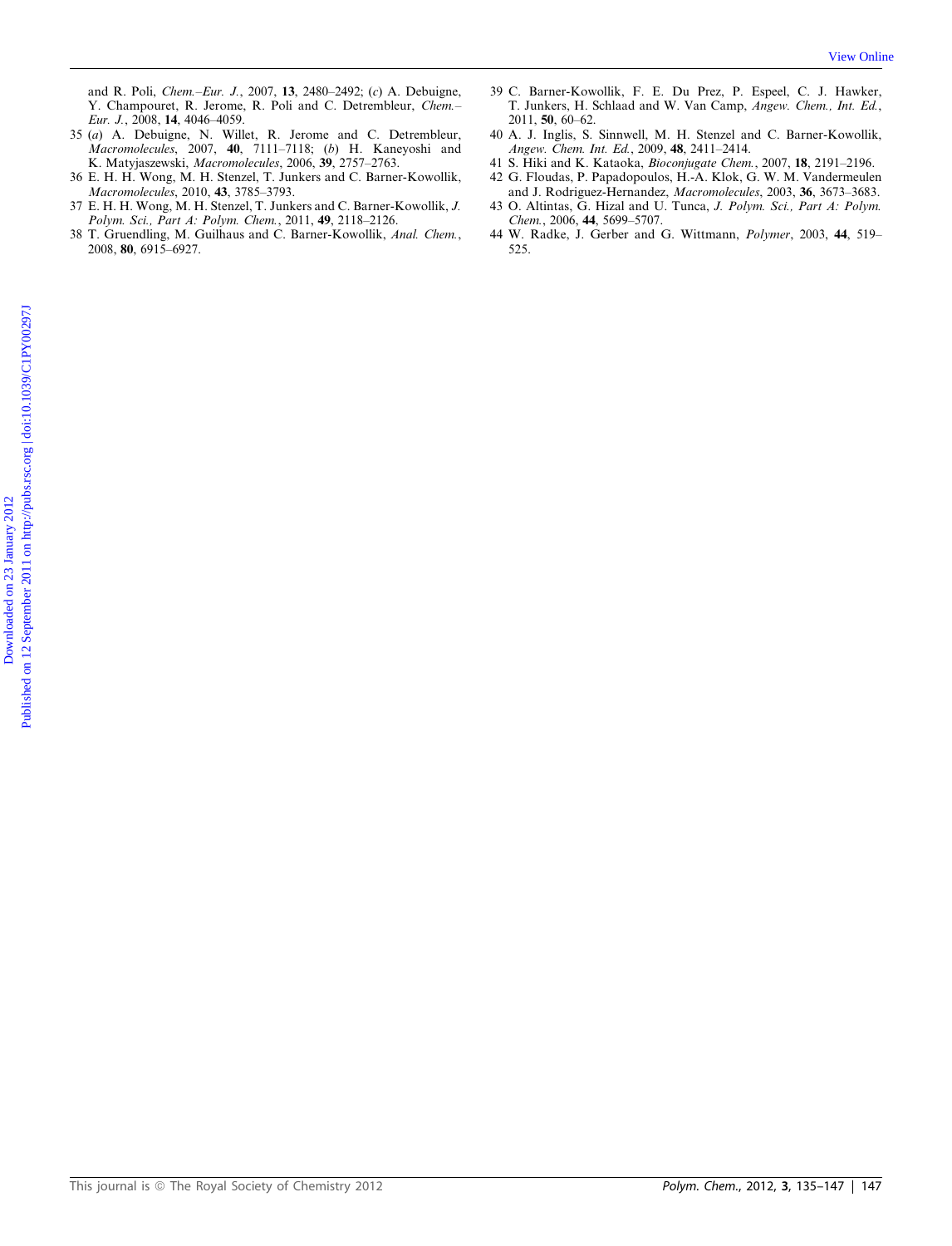and R. Poli, *Chem.–Eur. J.*, 2007, **13**, 2480–2492; (*c*) A. Debuigne, Y. Champouret, R. Jerome, R. Poli and C. Detrembleur, *Chem.–Eur. J.*, 2008, **14**, 4046–4059.

35 (*a*) A. Debuigne, N. Willet, R. Jerome and C. Detrembleur, *Macromolecules*, 2007, **40**, 7111–7118; (*b*) H. Kaneyoshi and K. Matyjaszewski, *Macromolecules*, 2006, **39**, 2757–2763.

36 E. H. H. Wong, M. H. Stenzel, T. Junkers and C. Barner-Kowollik, *Macromolecules*, 2010, **43**, 3785–3793.

37 E. H. H. Wong, M. H. Stenzel, T. Junkers and C. Barner-Kowollik, *J. Polym. Sci., Part A: Polym. Chem.*, 2011, **49**, 2118–2126.

38 T. Gruendling, M. Guilhaus and C. Barner-Kowollik, *Anal. Chem.*, 2008, **80**, 6915–6927.

39 C. Barner-Kowollik, F. E. Du Prez, P. Espeel, C. J. Hawker, T. Junkers, H. Schlaad and W. Van Camp, *Angew. Chem., Int. Ed.*, 2011, **50**, 60–62.

40 A. J. Inglis, S. Sinnwell, M. H. Stenzel and C. Barner-Kowollik, *Angew. Chem. Int. Ed.*, 2009, **48**, 2411–2414.

41 S. Hiki and K. Kataoka, *Bioconjugate Chem.*, 2007, **18**, 2191–2196.

42 G. Floudas, P. Papadopoulos, H.-A. Klok, G. W. M. Vandermeulen and J. Rodriguez-Hernandez, *Macromolecules*, 2003, **36**, 3673–3683.

43 O. Altintas, G. Hizal and U. Tunca, *J. Polym. Sci., Part A: Polym. Chem.*, 2006, **44**, 5699–5707.

44 W. Radke, J. Gerber and G. Wittmann, *Polymer*, 2003, **44**, 519–525.